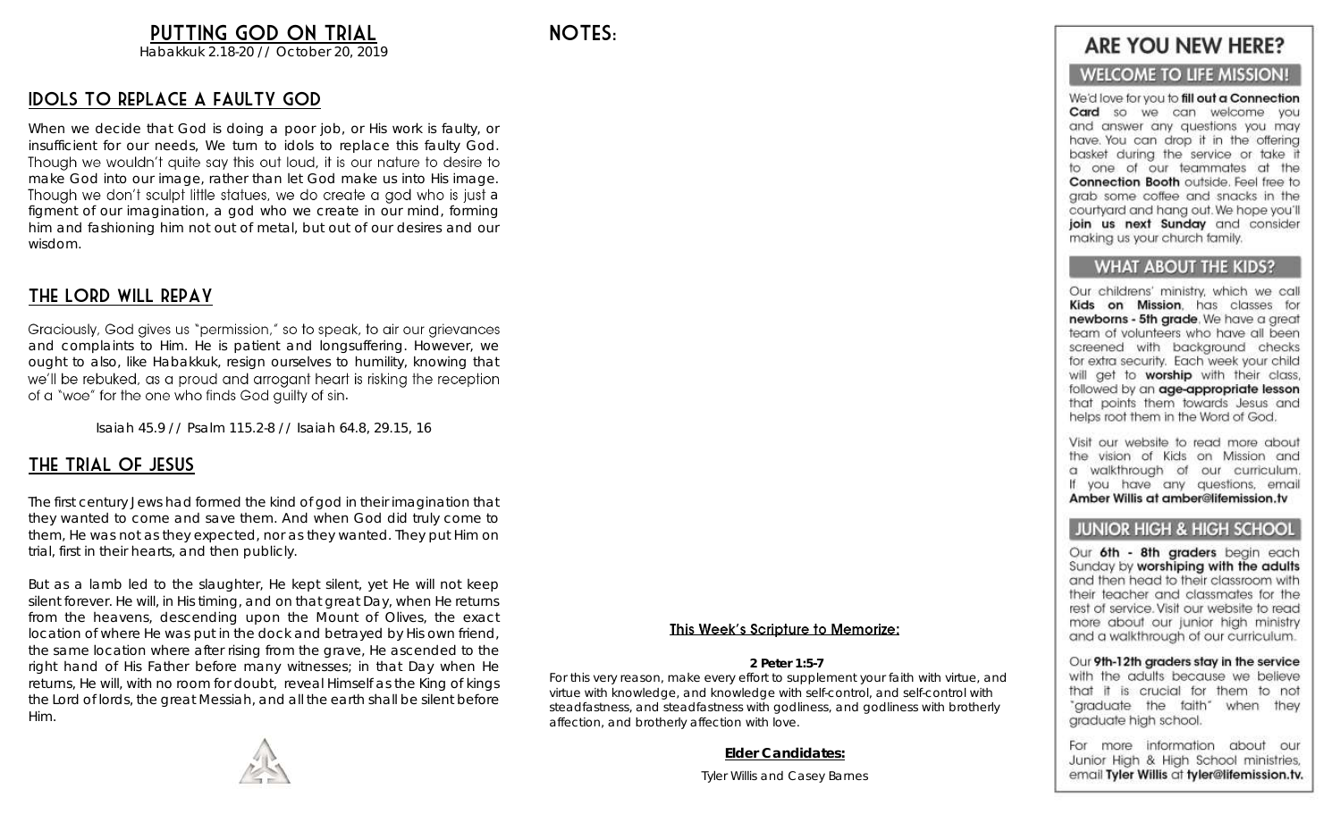# PUTTING GOD ON TRIAL

Habakkuk 2.18-20 // October 20, 2019

## IDOLS TO REPLACE A FAULTY GOD

When we decide that God is doing a poor job, or His work is faulty, or insufficient for our needs, We turn to idols to replace this faulty God. Though we wouldn't quite say this out loud, it is our nature to desire to make God into our image, rather than let God make us into His image. Though we don't sculpt little statues, we do create a god who is just a figment of our imagination, a god who we create in our mind, forming him and fashioning him not out of metal, but out of our desires and our wisdom.

## THE LORD WILL REPAY

Graciously, God gives us "permission," so to speak, to air our grievances and complaints to Him. He is patient and longsuffering. However, we ought to also, like Habakkuk, resign ourselves to humility, knowing that we'll be rebuked, as a proud and arrogant heart is risking the reception of a "woe" for the one who finds God guilty of sin.

Isaiah 45.9 // Psalm 115.2-8 // Isaiah 64.8, 29.15, 16

## THE TRIAL OF JESUS

The first century Jews had formed the kind of god in their imagination that they wanted to come and save them. And when God did truly come to them, He was not as they expected, nor as they wanted. They put Him on trial, first in their hearts, and then publicly.

But as a lamb led to the slaughter, He kept silent, yet He will not keep silent forever. He will, in His timing, and on that great Day, when He returns from the heavens, descending upon the Mount of Olives, the exact location of where He was put in the dock and betrayed by His own friend, the same location where after rising from the grave, He ascended to the right hand of His Father before many witnesses; in that Day when He returns, He will, with no room for doubt, reveal Himself as the King of kings the Lord of lords, the great Messiah, and all the earth shall be silent before Him.

## NOTES:

**This Week's Scripture to Memorize:**

**2 Peter 1:5-7**

For this very reason, make every effort to supplement your faith with virtue, and virtue with knowledge, and knowledge with self-control, and self-control with steadfastness, and steadfastness with godliness, and godliness with brotherly affection, and brotherly affection with love.

**Elder Candidates:**

Tyler Willis and Casey Barnes

# ARE YOU NEW HERE?

## WELCOME TO LIFE MISSION!

We'd love for you to **fill out a Connection Card** so we can welcome you and answer any questions you may have. You can drop it in the offering basket during the service or take it to one of our teammates at the **Connection Booth** outside. Feel free to grab some coffee and snacks in the courtyard and hang out. We hope you'll **join us next Sunday** and consider making us your church family.

## WHAT ABOUT THE KIDS?

Our childrens' ministry, which we call **Kids on Mission**, has classes for **newborns - 5th grade**. We have a great team of volunteers who have all been screened with background checks for extra security. Each week your child will get to **worship** with their class, followed by an **age-appropriate lesson** that points them towards Jesus and helps root them in the Word of God.

Visit our website to read more about the vision of Kids on Mission and a walkthrough of our curriculum. If you have any questions, email **Amber Willis at amber@lifemission.tv**

## JUNIOR HIGH & HIGH SCHOOL

Our **6th - 8th graders** begin each Sunday by **worshiping with the adults** and then head to their classroom with their teacher and classmates for the rest of service. Visit our website to read more about our junior high ministry and a walkthrough of our curriculum.

Our **9th-12th graders stay in the service** with the adults because we believe that it is crucial for them to not "graduate the faith" when they graduate high school.

For more information about our Junior High & High School ministries, email **Tyler Willis** at **tyler@lifemission.tv.**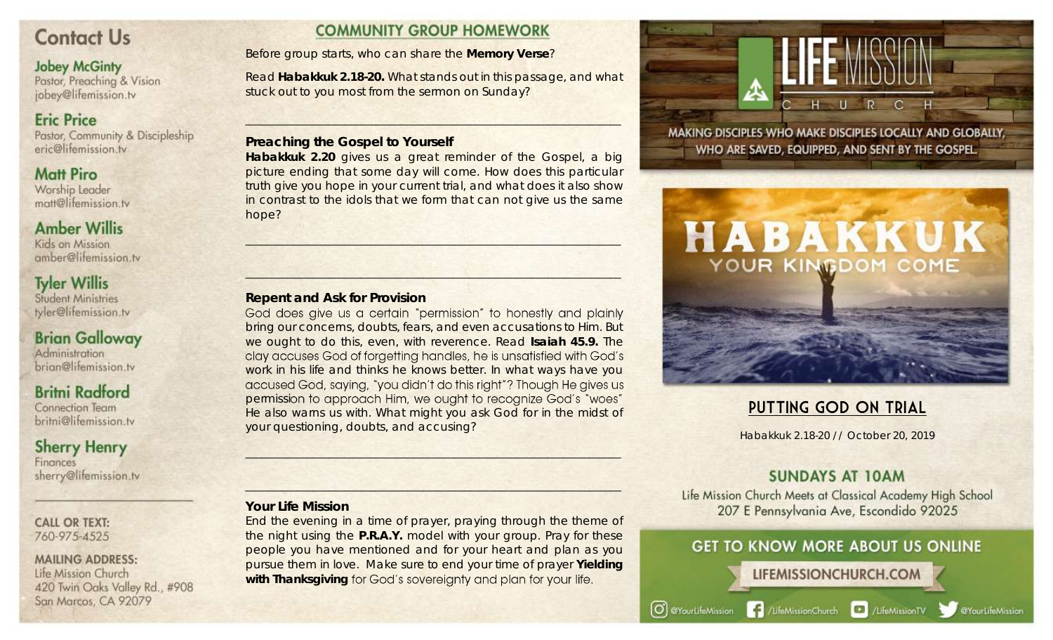## Contact Us

**Jobey McGinty**
Pastor, Preaching & Vision
jobey@lifemission.tv

**Eric Price**
Pastor, Community & Discipleship
eric@lifemission.tv

**Matt Piro**
Worship Leader
matt@lifemission.tv

**Amber Willis**
Kids on Mission
amber@lifemission.tv

**Tyler Willis**
Student Ministries
tyler@lifemission.tv

**Brian Galloway**
Administration
brian@lifemission.tv

**Britni Radford**
Connection Team
britni@lifemission.tv

**Sherry Henry**
Finances
sherry@lifemission.tv

---

**CALL OR TEXT:**
760-975-4525

**MAILING ADDRESS:**
Life Mission Church
420 Twin Oaks Valley Rd., #908
San Marcos, CA 92079

## COMMUNITY GROUP HOMEWORK

Before group starts, who can share the **Memory Verse**?

Read **Habakkuk 2.18-20.** What stands out in this passage, and what stuck out to you most from the sermon on Sunday?

---

### Preaching the Gospel to Yourself

**Habakkuk 2.20** gives us a great reminder of the Gospel, a big picture ending that some day will come. How does this particular truth give you hope in your current trial, and what does it also show in contrast to the idols that we form that can not give us the same hope?

---

---

### Repent and Ask for Provision

God does give us a certain "permission" to honestly and plainly bring our concerns, doubts, fears, and even accusations to Him. But we ought to do this, even, with reverence. Read **Isaiah 45.9.** The clay accuses God of forgetting handles, he is unsatisfied with God's work in his life and thinks he knows better. In what ways have you accused God, saying, "you didn't do this right"? Though He gives us permission to approach Him, we ought to recognize God's "woes" He also warns us with. What might you ask God for in the midst of your questioning, doubts, and accusing?

---

---

### Your Life Mission

End the evening in a time of prayer, praying through the theme of the night using the **P.R.A.Y.** model with your group. Pray for these people you have mentioned and for your heart and plan as you pursue them in love. Make sure to end your time of prayer **Yielding with Thanksgiving** for God's sovereignty and plan for your life.

# LIFE MISSION CHURCH

MAKING DISCIPLES WHO MAKE DISCIPLES LOCALLY AND GLOBALLY, WHO ARE SAVED, EQUIPPED, AND SENT BY THE GOSPEL.

HABAKKUK
YOUR KINGDOM COME

## PUTTING GOD ON TRIAL

Habakkuk 2.18-20 // October 20, 2019

### SUNDAYS AT 10AM

Life Mission Church Meets at Classical Academy High School
207 E Pennsylvania Ave, Escondido 92025

**GET TO KNOW MORE ABOUT US ONLINE**

LIFEMISSIONCHURCH.COM

@YourLifeMission /LifeMissionChurch /LifeMissionTV @YourLifeMission